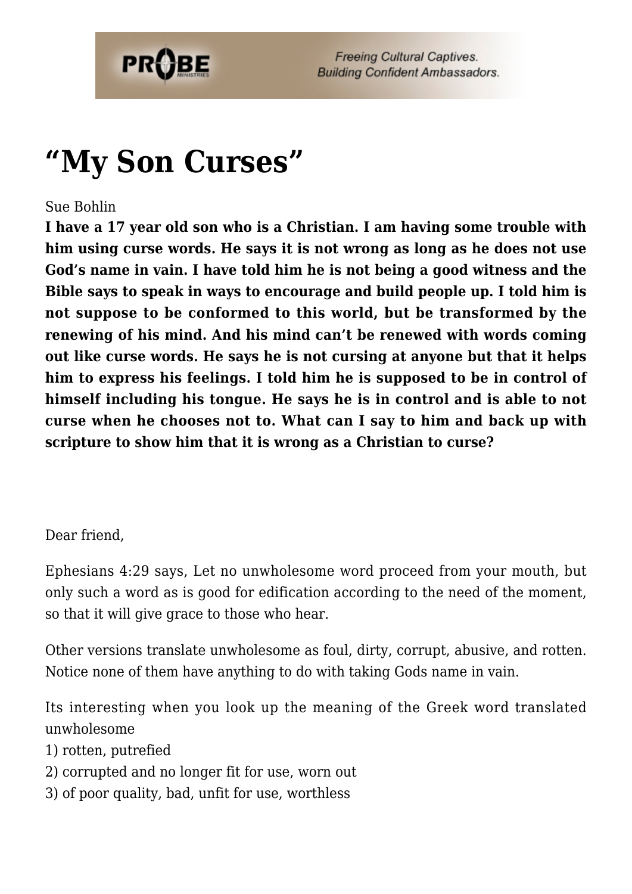# "My Son Curses"

Sue Bohlin

**I have a 17 year old son who is a Christian. I am having some trouble with him using curse words. He says it is not wrong as long as he does not use God's name in vain. I have told him he is not being a good witness and the Bible says to speak in ways to encourage and build people up. I told him is not suppose to be conformed to this world, but be transformed by the renewing of his mind. And his mind can't be renewed with words coming out like curse words. He says he is not cursing at anyone but that it helps him to express his feelings. I told him he is supposed to be in control of himself including his tongue. He says he is in control and is able to not curse when he chooses not to. What can I say to him and back up with scripture to show him that it is wrong as a Christian to curse?**

Dear friend,

Ephesians 4:29 says, Let no unwholesome word proceed from your mouth, but only such a word as is good for edification according to the need of the moment, so that it will give grace to those who hear.

Other versions translate unwholesome as foul, dirty, corrupt, abusive, and rotten. Notice none of them have anything to do with taking Gods name in vain.

Its interesting when you look up the meaning of the Greek word translated unwholesome

1) rotten, putrefied
2) corrupted and no longer fit for use, worn out
3) of poor quality, bad, unfit for use, worthless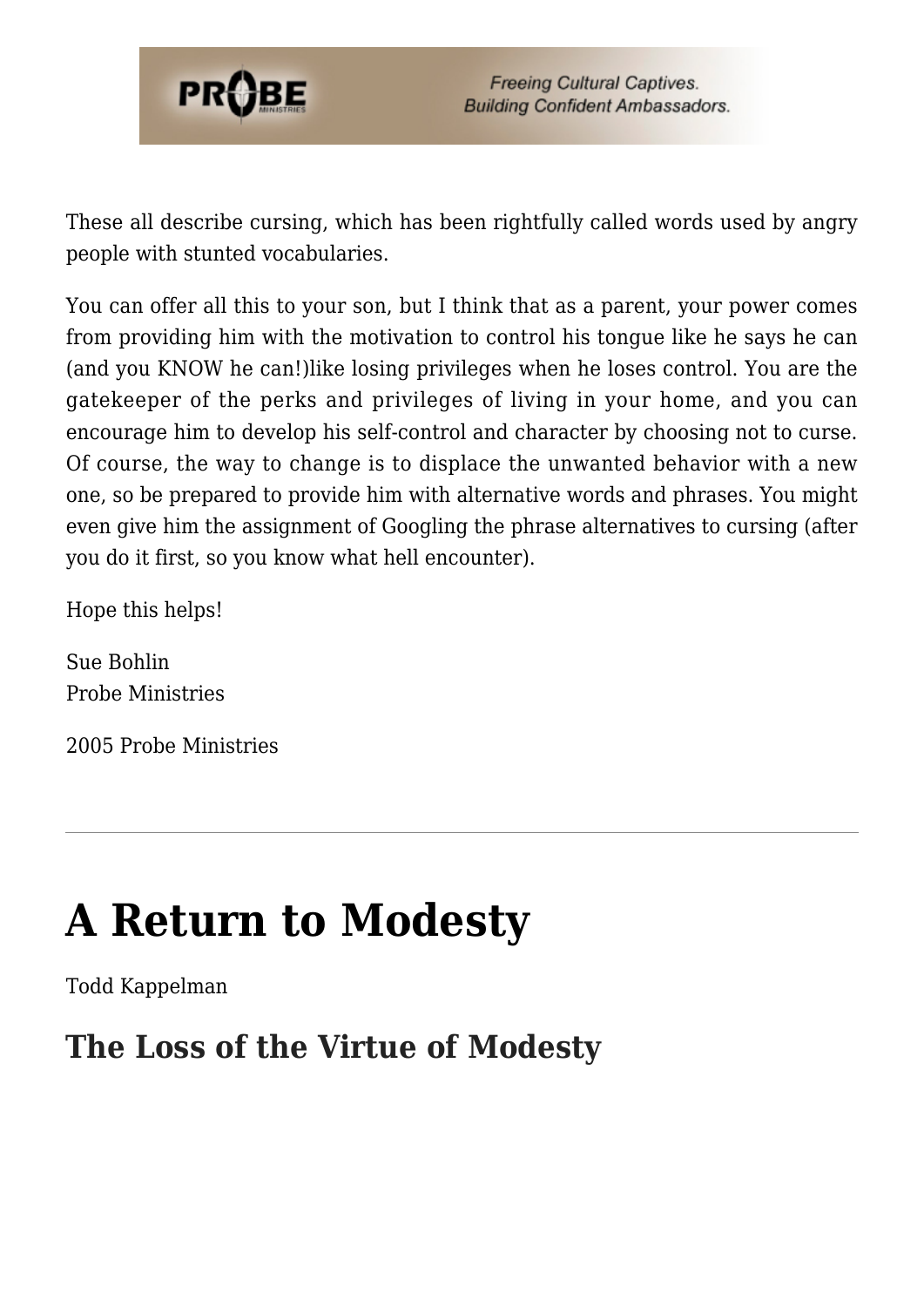These all describe cursing, which has been rightfully called words used by angry people with stunted vocabularies.

You can offer all this to your son, but I think that as a parent, your power comes from providing him with the motivation to control his tongue like he says he can (and you KNOW he can!)like losing privileges when he loses control. You are the gatekeeper of the perks and privileges of living in your home, and you can encourage him to develop his self-control and character by choosing not to curse. Of course, the way to change is to displace the unwanted behavior with a new one, so be prepared to provide him with alternative words and phrases. You might even give him the assignment of Googling the phrase alternatives to cursing (after you do it first, so you know what hell encounter).

Hope this helps!

Sue Bohlin
Probe Ministries

2005 Probe Ministries

---

# A Return to Modesty

Todd Kappelman

## The Loss of the Virtue of Modesty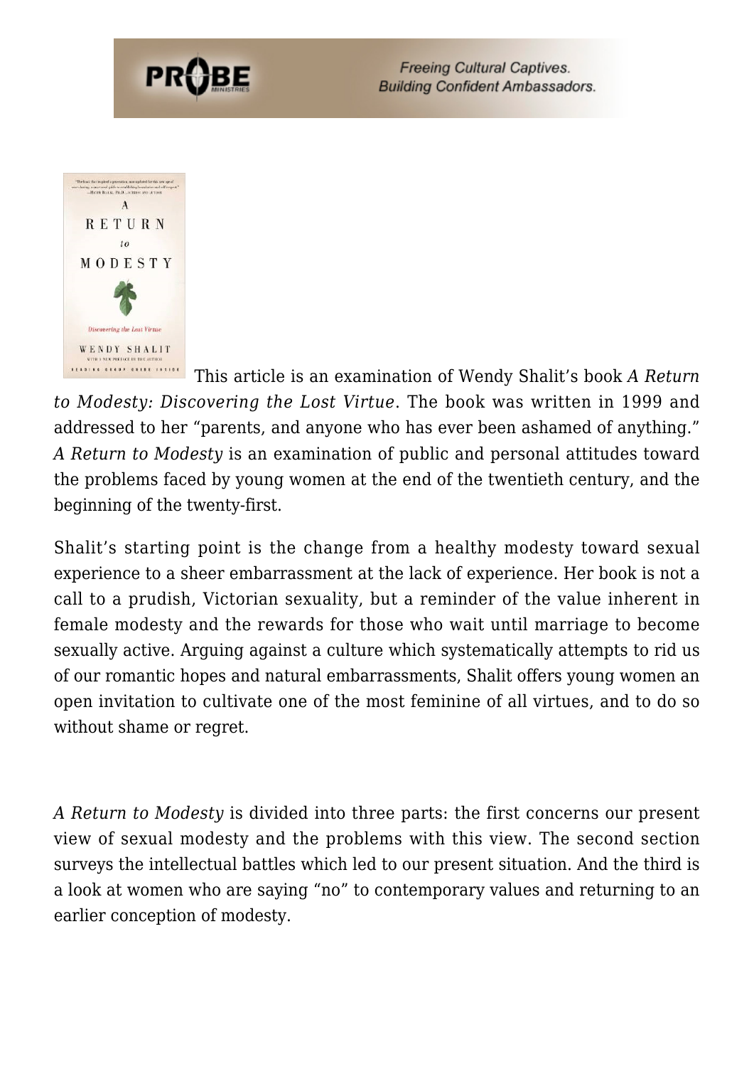This article is an examination of Wendy Shalit's book *A Return to Modesty: Discovering the Lost Virtue*. The book was written in 1999 and addressed to her "parents, and anyone who has ever been ashamed of anything." *A Return to Modesty* is an examination of public and personal attitudes toward the problems faced by young women at the end of the twentieth century, and the beginning of the twenty-first.

Shalit's starting point is the change from a healthy modesty toward sexual experience to a sheer embarrassment at the lack of experience. Her book is not a call to a prudish, Victorian sexuality, but a reminder of the value inherent in female modesty and the rewards for those who wait until marriage to become sexually active. Arguing against a culture which systematically attempts to rid us of our romantic hopes and natural embarrassments, Shalit offers young women an open invitation to cultivate one of the most feminine of all virtues, and to do so without shame or regret.

*A Return to Modesty* is divided into three parts: the first concerns our present view of sexual modesty and the problems with this view. The second section surveys the intellectual battles which led to our present situation. And the third is a look at women who are saying "no" to contemporary values and returning to an earlier conception of modesty.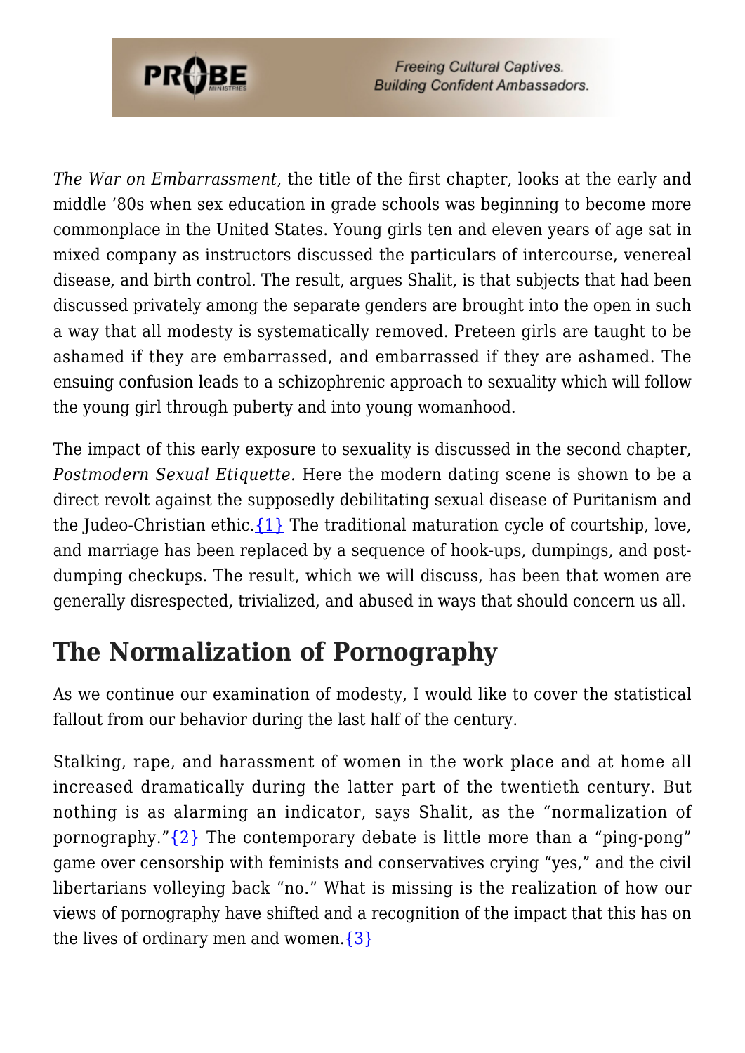*The War on Embarrassment*, the title of the first chapter, looks at the early and middle '80s when sex education in grade schools was beginning to become more commonplace in the United States. Young girls ten and eleven years of age sat in mixed company as instructors discussed the particulars of intercourse, venereal disease, and birth control. The result, argues Shalit, is that subjects that had been discussed privately among the separate genders are brought into the open in such a way that all modesty is systematically removed. Preteen girls are taught to be ashamed if they are embarrassed, and embarrassed if they are ashamed. The ensuing confusion leads to a schizophrenic approach to sexuality which will follow the young girl through puberty and into young womanhood.

The impact of this early exposure to sexuality is discussed in the second chapter, *Postmodern Sexual Etiquette.* Here the modern dating scene is shown to be a direct revolt against the supposedly debilitating sexual disease of Puritanism and the Judeo-Christian ethic.{1} The traditional maturation cycle of courtship, love, and marriage has been replaced by a sequence of hook-ups, dumpings, and post-dumping checkups. The result, which we will discuss, has been that women are generally disrespected, trivialized, and abused in ways that should concern us all.

## The Normalization of Pornography

As we continue our examination of modesty, I would like to cover the statistical fallout from our behavior during the last half of the century.

Stalking, rape, and harassment of women in the work place and at home all increased dramatically during the latter part of the twentieth century. But nothing is as alarming an indicator, says Shalit, as the "normalization of pornography."{2} The contemporary debate is little more than a "ping-pong" game over censorship with feminists and conservatives crying "yes," and the civil libertarians volleying back "no." What is missing is the realization of how our views of pornography have shifted and a recognition of the impact that this has on the lives of ordinary men and women.{3}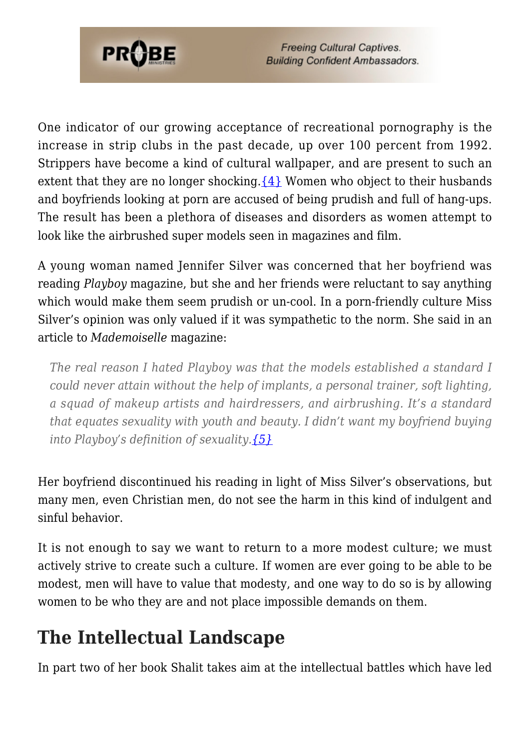One indicator of our growing acceptance of recreational pornography is the increase in strip clubs in the past decade, up over 100 percent from 1992. Strippers have become a kind of cultural wallpaper, and are present to such an extent that they are no longer shocking.{4} Women who object to their husbands and boyfriends looking at porn are accused of being prudish and full of hang-ups. The result has been a plethora of diseases and disorders as women attempt to look like the airbrushed super models seen in magazines and film.

A young woman named Jennifer Silver was concerned that her boyfriend was reading *Playboy* magazine, but she and her friends were reluctant to say anything which would make them seem prudish or un-cool. In a porn-friendly culture Miss Silver's opinion was only valued if it was sympathetic to the norm. She said in an article to *Mademoiselle* magazine:

> *The real reason I hated Playboy was that the models established a standard I could never attain without the help of implants, a personal trainer, soft lighting, a squad of makeup artists and hairdressers, and airbrushing. It's a standard that equates sexuality with youth and beauty. I didn't want my boyfriend buying into Playboy's definition of sexuality.{5}*

Her boyfriend discontinued his reading in light of Miss Silver's observations, but many men, even Christian men, do not see the harm in this kind of indulgent and sinful behavior.

It is not enough to say we want to return to a more modest culture; we must actively strive to create such a culture. If women are ever going to be able to be modest, men will have to value that modesty, and one way to do so is by allowing women to be who they are and not place impossible demands on them.

## The Intellectual Landscape

In part two of her book Shalit takes aim at the intellectual battles which have led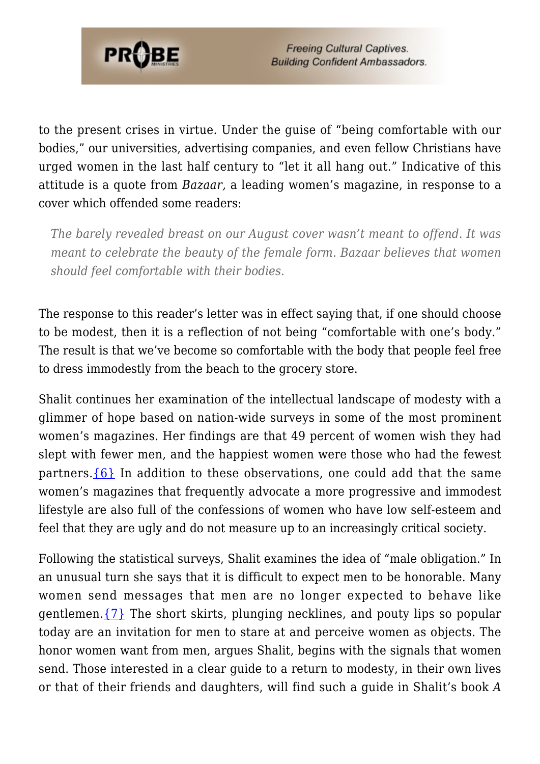to the present crises in virtue. Under the guise of "being comfortable with our bodies," our universities, advertising companies, and even fellow Christians have urged women in the last half century to "let it all hang out." Indicative of this attitude is a quote from *Bazaar,* a leading women's magazine, in response to a cover which offended some readers:

> *The barely revealed breast on our August cover wasn't meant to offend. It was meant to celebrate the beauty of the female form. Bazaar believes that women should feel comfortable with their bodies.*

The response to this reader's letter was in effect saying that, if one should choose to be modest, then it is a reflection of not being "comfortable with one's body." The result is that we've become so comfortable with the body that people feel free to dress immodestly from the beach to the grocery store.

Shalit continues her examination of the intellectual landscape of modesty with a glimmer of hope based on nation-wide surveys in some of the most prominent women's magazines. Her findings are that 49 percent of women wish they had slept with fewer men, and the happiest women were those who had the fewest partners.{6} In addition to these observations, one could add that the same women's magazines that frequently advocate a more progressive and immodest lifestyle are also full of the confessions of women who have low self-esteem and feel that they are ugly and do not measure up to an increasingly critical society.

Following the statistical surveys, Shalit examines the idea of "male obligation." In an unusual turn she says that it is difficult to expect men to be honorable. Many women send messages that men are no longer expected to behave like gentlemen.{7} The short skirts, plunging necklines, and pouty lips so popular today are an invitation for men to stare at and perceive women as objects. The honor women want from men, argues Shalit, begins with the signals that women send. Those interested in a clear guide to a return to modesty, in their own lives or that of their friends and daughters, will find such a guide in Shalit's book *A*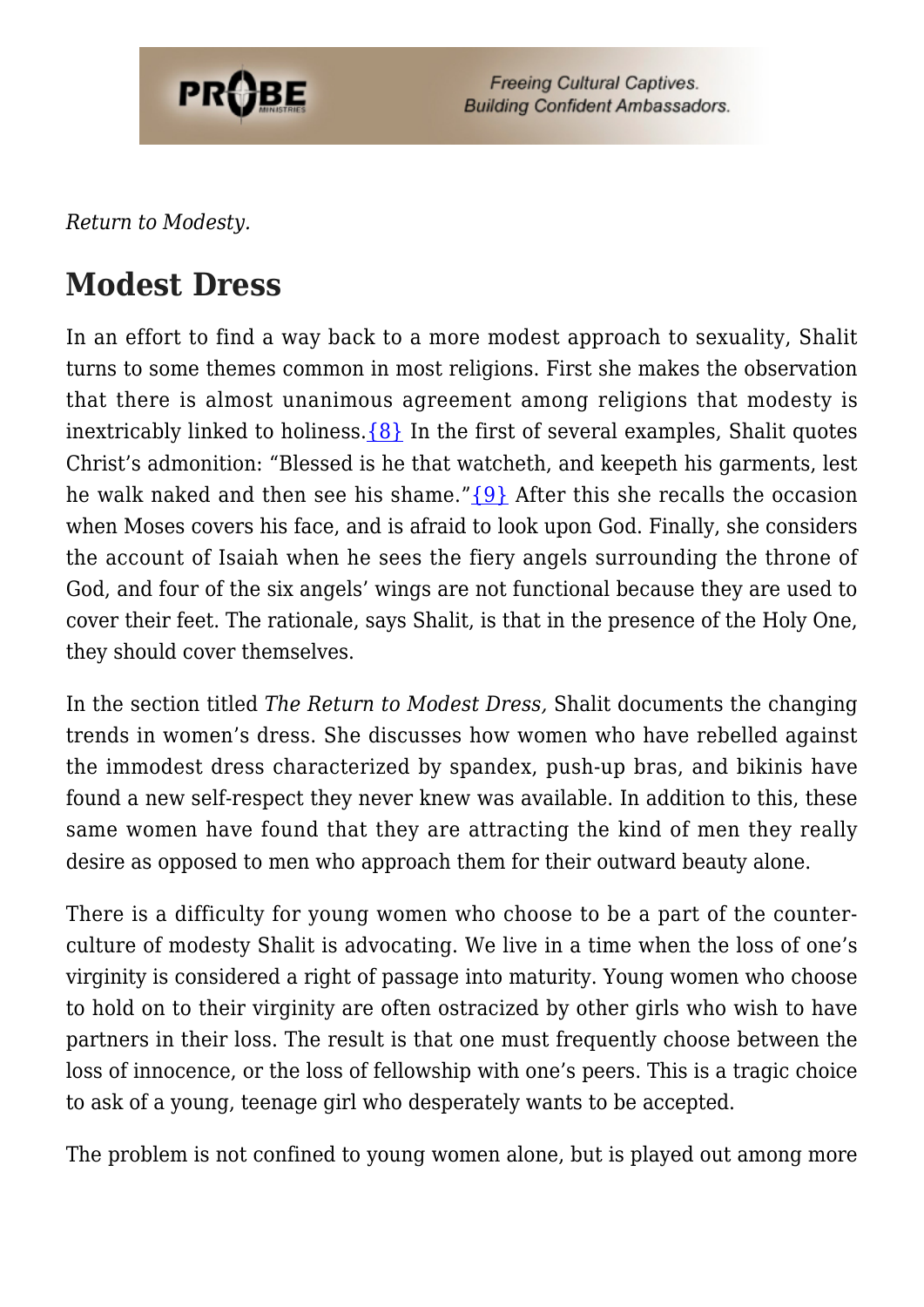*Return to Modesty.*

## Modest Dress

In an effort to find a way back to a more modest approach to sexuality, Shalit turns to some themes common in most religions. First she makes the observation that there is almost unanimous agreement among religions that modesty is inextricably linked to holiness.{8} In the first of several examples, Shalit quotes Christ's admonition: "Blessed is he that watcheth, and keepeth his garments, lest he walk naked and then see his shame."{9} After this she recalls the occasion when Moses covers his face, and is afraid to look upon God. Finally, she considers the account of Isaiah when he sees the fiery angels surrounding the throne of God, and four of the six angels' wings are not functional because they are used to cover their feet. The rationale, says Shalit, is that in the presence of the Holy One, they should cover themselves.

In the section titled *The Return to Modest Dress,* Shalit documents the changing trends in women's dress. She discusses how women who have rebelled against the immodest dress characterized by spandex, push-up bras, and bikinis have found a new self-respect they never knew was available. In addition to this, these same women have found that they are attracting the kind of men they really desire as opposed to men who approach them for their outward beauty alone.

There is a difficulty for young women who choose to be a part of the counter-culture of modesty Shalit is advocating. We live in a time when the loss of one's virginity is considered a right of passage into maturity. Young women who choose to hold on to their virginity are often ostracized by other girls who wish to have partners in their loss. The result is that one must frequently choose between the loss of innocence, or the loss of fellowship with one's peers. This is a tragic choice to ask of a young, teenage girl who desperately wants to be accepted.

The problem is not confined to young women alone, but is played out among more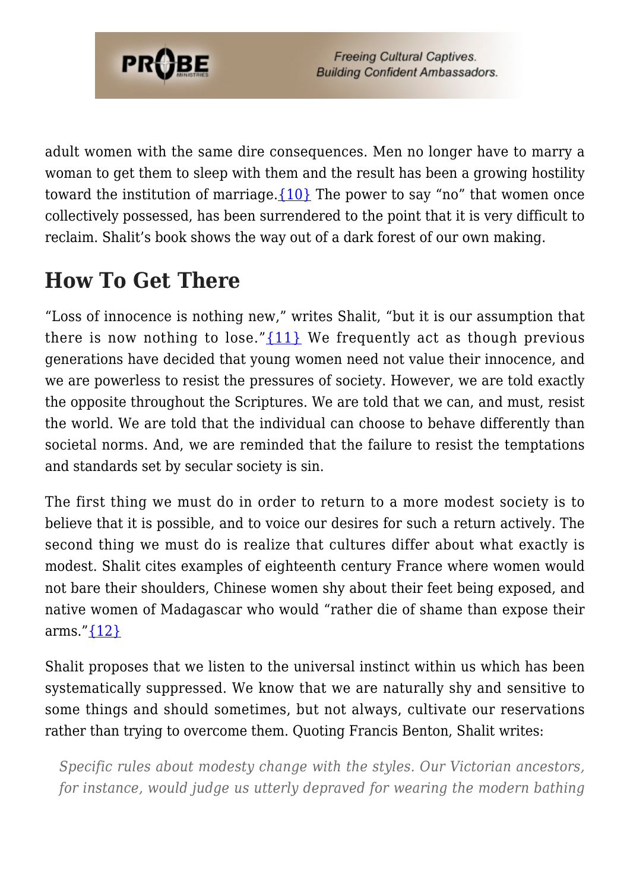adult women with the same dire consequences. Men no longer have to marry a woman to get them to sleep with them and the result has been a growing hostility toward the institution of marriage.{10} The power to say "no" that women once collectively possessed, has been surrendered to the point that it is very difficult to reclaim. Shalit's book shows the way out of a dark forest of our own making.

## How To Get There

"Loss of innocence is nothing new," writes Shalit, "but it is our assumption that there is now nothing to lose."{11} We frequently act as though previous generations have decided that young women need not value their innocence, and we are powerless to resist the pressures of society. However, we are told exactly the opposite throughout the Scriptures. We are told that we can, and must, resist the world. We are told that the individual can choose to behave differently than societal norms. And, we are reminded that the failure to resist the temptations and standards set by secular society is sin.

The first thing we must do in order to return to a more modest society is to believe that it is possible, and to voice our desires for such a return actively. The second thing we must do is realize that cultures differ about what exactly is modest. Shalit cites examples of eighteenth century France where women would not bare their shoulders, Chinese women shy about their feet being exposed, and native women of Madagascar who would "rather die of shame than expose their arms."{12}

Shalit proposes that we listen to the universal instinct within us which has been systematically suppressed. We know that we are naturally shy and sensitive to some things and should sometimes, but not always, cultivate our reservations rather than trying to overcome them. Quoting Francis Benton, Shalit writes:

> *Specific rules about modesty change with the styles. Our Victorian ancestors, for instance, would judge us utterly depraved for wearing the modern bathing*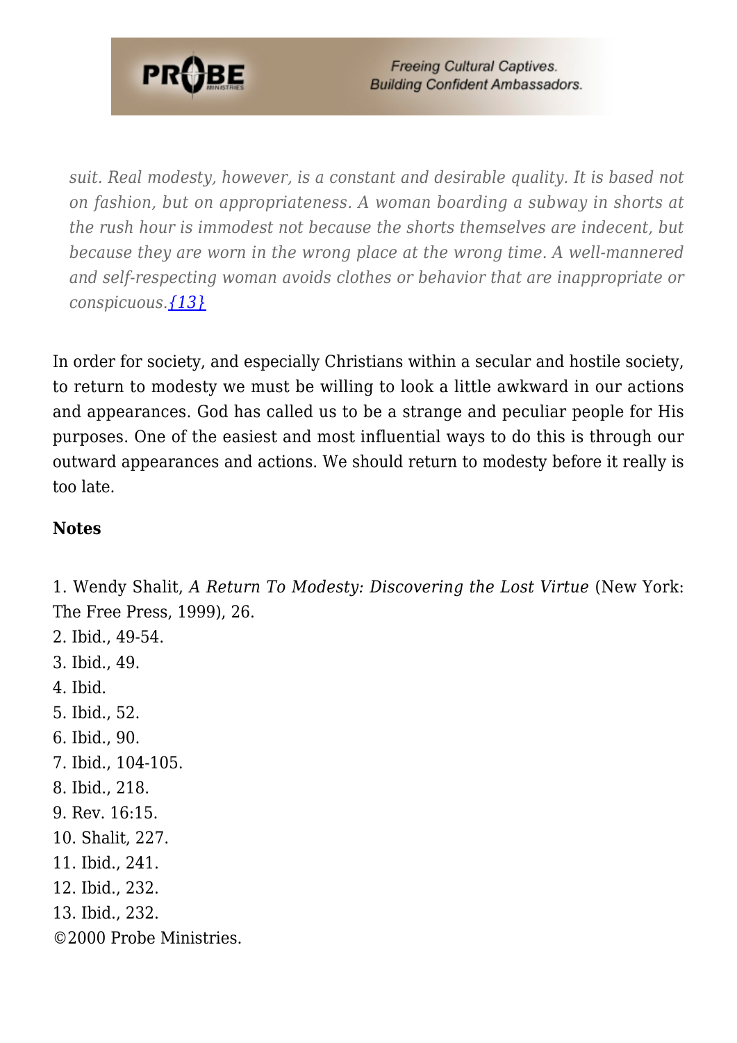> *suit. Real modesty, however, is a constant and desirable quality. It is based not on fashion, but on appropriateness. A woman boarding a subway in shorts at the rush hour is immodest not because the shorts themselves are indecent, but because they are worn in the wrong place at the wrong time. A well-mannered and self-respecting woman avoids clothes or behavior that are inappropriate or conspicuous.*{13}

In order for society, and especially Christians within a secular and hostile society, to return to modesty we must be willing to look a little awkward in our actions and appearances. God has called us to be a strange and peculiar people for His purposes. One of the easiest and most influential ways to do this is through our outward appearances and actions. We should return to modesty before it really is too late.

**Notes**

1. Wendy Shalit, *A Return To Modesty: Discovering the Lost Virtue* (New York: The Free Press, 1999), 26.
2. Ibid., 49-54.
3. Ibid., 49.
4. Ibid.
5. Ibid., 52.
6. Ibid., 90.
7. Ibid., 104-105.
8. Ibid., 218.
9. Rev. 16:15.
10. Shalit, 227.
11. Ibid., 241.
12. Ibid., 232.
13. Ibid., 232.

©2000 Probe Ministries.